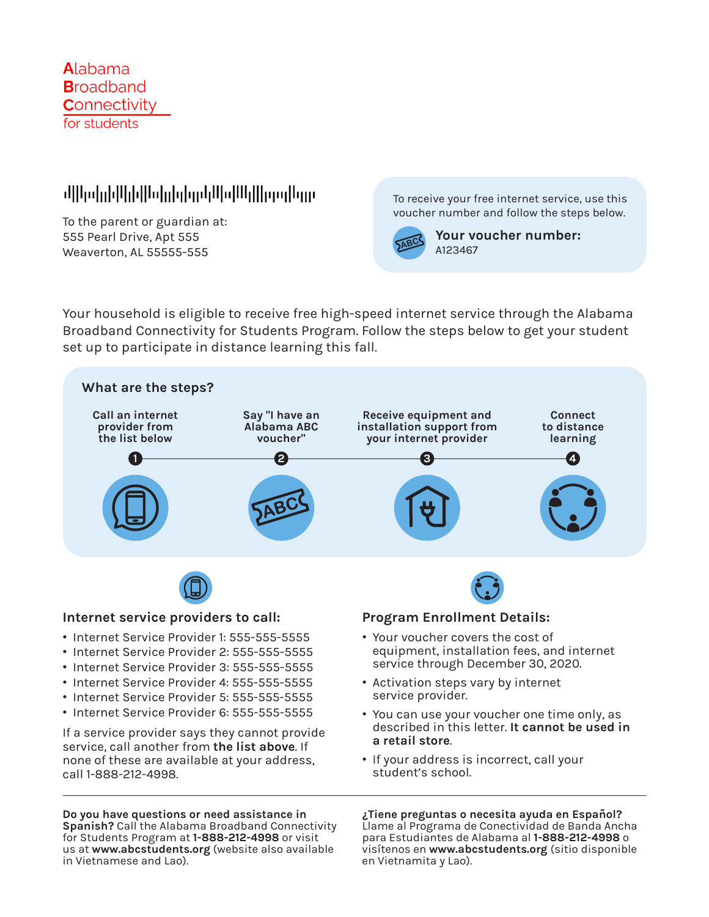**Alabama Broadband Connectivity for students**

To the parent or guardian at:
555 Pearl Drive, Apt 555
Weaverton, AL 55555-555

To receive your free internet service, use this voucher number and follow the steps below.

**Your voucher number:**
A123467

Your household is eligible to receive free high-speed internet service through the Alabama Broadband Connectivity for Students Program. Follow the steps below to get your student set up to participate in distance learning this fall.

## What are the steps?

1. Call an internet provider from the list below
2. Say "I have an Alabama ABC voucher"
3. Receive equipment and installation support from your internet provider
4. Connect to distance learning

## Internet service providers to call:

- Internet Service Provider 1: 555-555-5555
- Internet Service Provider 2: 555-555-5555
- Internet Service Provider 3: 555-555-5555
- Internet Service Provider 4: 555-555-5555
- Internet Service Provider 5: 555-555-5555
- Internet Service Provider 6: 555-555-5555

If a service provider says they cannot provide service, call another from **the list above**. If none of these are available at your address, call 1-888-212-4998.

## Program Enrollment Details:

- Your voucher covers the cost of equipment, installation fees, and internet service through December 30, 2020.
- Activation steps vary by internet service provider.
- You can use your voucher one time only, as described in this letter. **It cannot be used in a retail store**.
- If your address is incorrect, call your student's school.

---

**Do you have questions or need assistance in Spanish?** Call the Alabama Broadband Connectivity for Students Program at **1-888-212-4998** or visit us at **www.abcstudents.org** (website also available in Vietnamese and Lao).

**¿Tiene preguntas o necesita ayuda en Español?** Llame al Programa de Conectividad de Banda Ancha para Estudiantes de Alabama al **1-888-212-4998** o visítenos en **www.abcstudents.org** (sitio disponible en Vietnamita y Lao).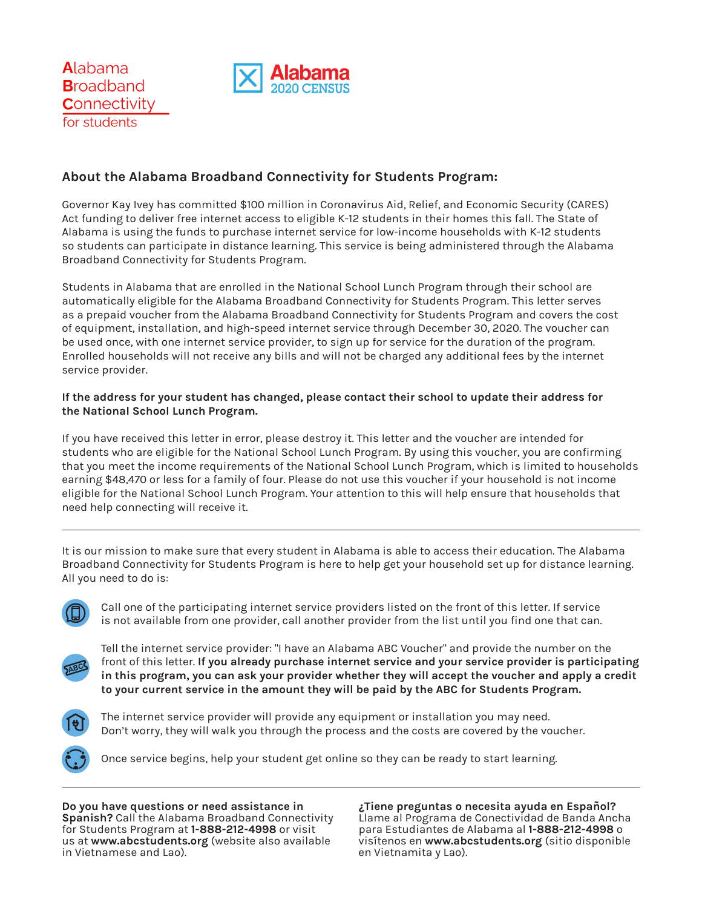**A**labama
**B**roadband
**C**onnectivity
for students

Alabama 2020 CENSUS

## About the Alabama Broadband Connectivity for Students Program:

Governor Kay Ivey has committed $100 million in Coronavirus Aid, Relief, and Economic Security (CARES) Act funding to deliver free internet access to eligible K-12 students in their homes this fall. The State of Alabama is using the funds to purchase internet service for low-income households with K-12 students so students can participate in distance learning. This service is being administered through the Alabama Broadband Connectivity for Students Program.

Students in Alabama that are enrolled in the National School Lunch Program through their school are automatically eligible for the Alabama Broadband Connectivity for Students Program. This letter serves as a prepaid voucher from the Alabama Broadband Connectivity for Students Program and covers the cost of equipment, installation, and high-speed internet service through December 30, 2020. The voucher can be used once, with one internet service provider, to sign up for service for the duration of the program. Enrolled households will not receive any bills and will not be charged any additional fees by the internet service provider.

**If the address for your student has changed, please contact their school to update their address for the National School Lunch Program.**

If you have received this letter in error, please destroy it. This letter and the voucher are intended for students who are eligible for the National School Lunch Program. By using this voucher, you are confirming that you meet the income requirements of the National School Lunch Program, which is limited to households earning $48,470 or less for a family of four. Please do not use this voucher if your household is not income eligible for the National School Lunch Program. Your attention to this will help ensure that households that need help connecting will receive it.

---

It is our mission to make sure that every student in Alabama is able to access their education. The Alabama Broadband Connectivity for Students Program is here to help get your household set up for distance learning. All you need to do is:

- Call one of the participating internet service providers listed on the front of this letter. If service is not available from one provider, call another provider from the list until you find one that can.
- Tell the internet service provider: "I have an Alabama ABC Voucher" and provide the number on the front of this letter. **If you already purchase internet service and your service provider is participating in this program, you can ask your provider whether they will accept the voucher and apply a credit to your current service in the amount they will be paid by the ABC for Students Program.**
- The internet service provider will provide any equipment or installation you may need. Don't worry, they will walk you through the process and the costs are covered by the voucher.
- Once service begins, help your student get online so they can be ready to start learning.

---

**Do you have questions or need assistance in Spanish?** Call the Alabama Broadband Connectivity for Students Program at **1-888-212-4998** or visit us at **www.abcstudents.org** (website also available in Vietnamese and Lao).

**¿Tiene preguntas o necesita ayuda en Español?** Llame al Programa de Conectividad de Banda Ancha para Estudiantes de Alabama al **1-888-212-4998** o visítenos en **www.abcstudents.org** (sitio disponible en Vietnamita y Lao).